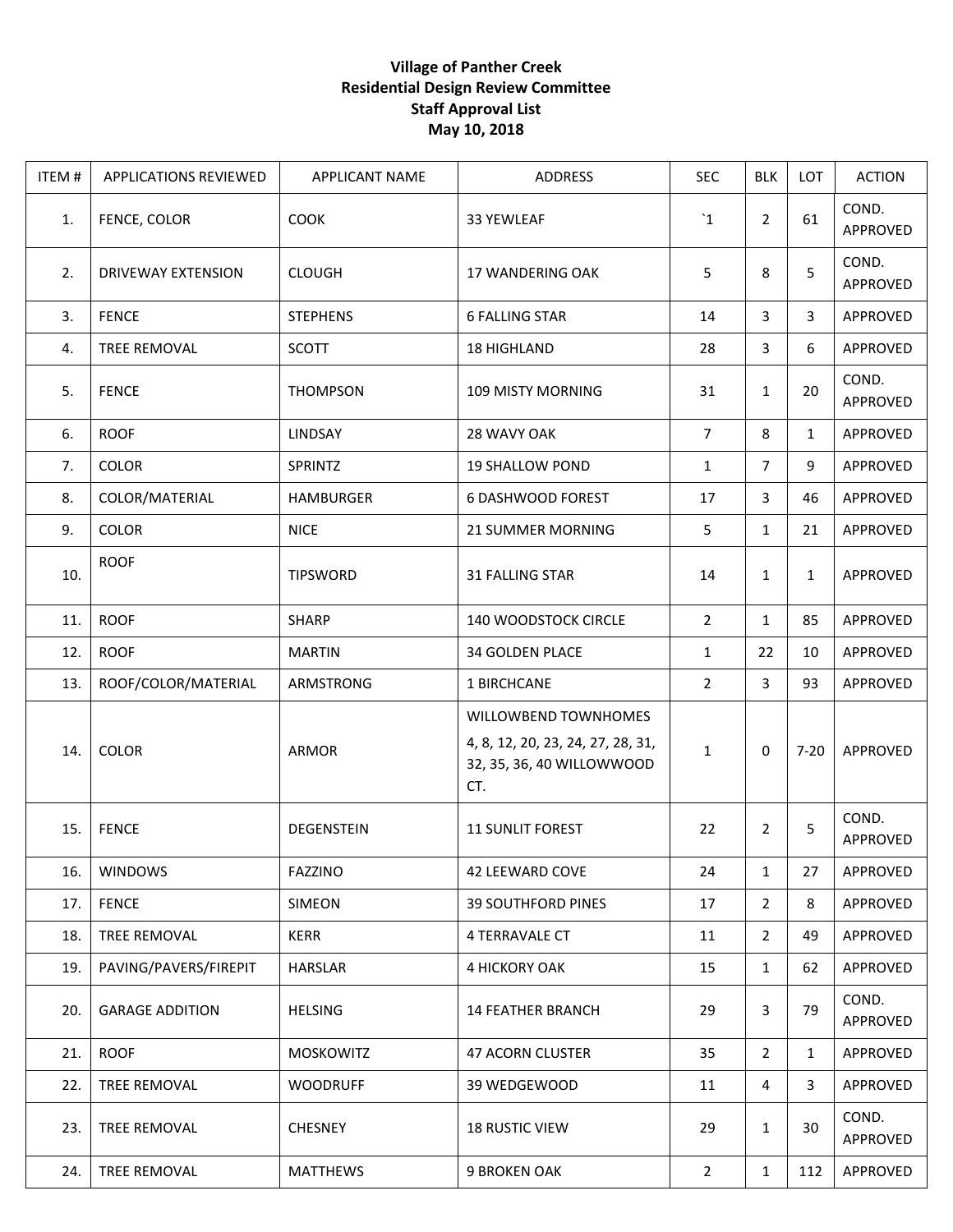**Village of Panther Creek**
**Residential Design Review Committee**
**Staff Approval List**
**May 10, 2018**

| ITEM # | APPLICATIONS REVIEWED | APPLICANT NAME | ADDRESS | SEC | BLK | LOT | ACTION |
|---|---|---|---|---|---|---|---|
| 1. | FENCE, COLOR | COOK | 33 YEWLEAF | `1 | 2 | 61 | COND. APPROVED |
| 2. | DRIVEWAY EXTENSION | CLOUGH | 17 WANDERING OAK | 5 | 8 | 5 | COND. APPROVED |
| 3. | FENCE | STEPHENS | 6 FALLING STAR | 14 | 3 | 3 | APPROVED |
| 4. | TREE REMOVAL | SCOTT | 18 HIGHLAND | 28 | 3 | 6 | APPROVED |
| 5. | FENCE | THOMPSON | 109 MISTY MORNING | 31 | 1 | 20 | COND. APPROVED |
| 6. | ROOF | LINDSAY | 28 WAVY OAK | 7 | 8 | 1 | APPROVED |
| 7. | COLOR | SPRINTZ | 19 SHALLOW POND | 1 | 7 | 9 | APPROVED |
| 8. | COLOR/MATERIAL | HAMBURGER | 6 DASHWOOD FOREST | 17 | 3 | 46 | APPROVED |
| 9. | COLOR | NICE | 21 SUMMER MORNING | 5 | 1 | 21 | APPROVED |
| 10. | ROOF | TIPSWORD | 31 FALLING STAR | 14 | 1 | 1 | APPROVED |
| 11. | ROOF | SHARP | 140 WOODSTOCK CIRCLE | 2 | 1 | 85 | APPROVED |
| 12. | ROOF | MARTIN | 34 GOLDEN PLACE | 1 | 22 | 10 | APPROVED |
| 13. | ROOF/COLOR/MATERIAL | ARMSTRONG | 1 BIRCHCANE | 2 | 3 | 93 | APPROVED |
| 14. | COLOR | ARMOR | WILLOWBEND TOWNHOMES 4, 8, 12, 20, 23, 24, 27, 28, 31, 32, 35, 36, 40 WILLOWWOOD CT. | 1 | 0 | 7-20 | APPROVED |
| 15. | FENCE | DEGENSTEIN | 11 SUNLIT FOREST | 22 | 2 | 5 | COND. APPROVED |
| 16. | WINDOWS | FAZZINO | 42 LEEWARD COVE | 24 | 1 | 27 | APPROVED |
| 17. | FENCE | SIMEON | 39 SOUTHFORD PINES | 17 | 2 | 8 | APPROVED |
| 18. | TREE REMOVAL | KERR | 4 TERRAVALE CT | 11 | 2 | 49 | APPROVED |
| 19. | PAVING/PAVERS/FIREPIT | HARSLAR | 4 HICKORY OAK | 15 | 1 | 62 | APPROVED |
| 20. | GARAGE ADDITION | HELSING | 14 FEATHER BRANCH | 29 | 3 | 79 | COND. APPROVED |
| 21. | ROOF | MOSKOWITZ | 47 ACORN CLUSTER | 35 | 2 | 1 | APPROVED |
| 22. | TREE REMOVAL | WOODRUFF | 39 WEDGEWOOD | 11 | 4 | 3 | APPROVED |
| 23. | TREE REMOVAL | CHESNEY | 18 RUSTIC VIEW | 29 | 1 | 30 | COND. APPROVED |
| 24. | TREE REMOVAL | MATTHEWS | 9 BROKEN OAK | 2 | 1 | 112 | APPROVED |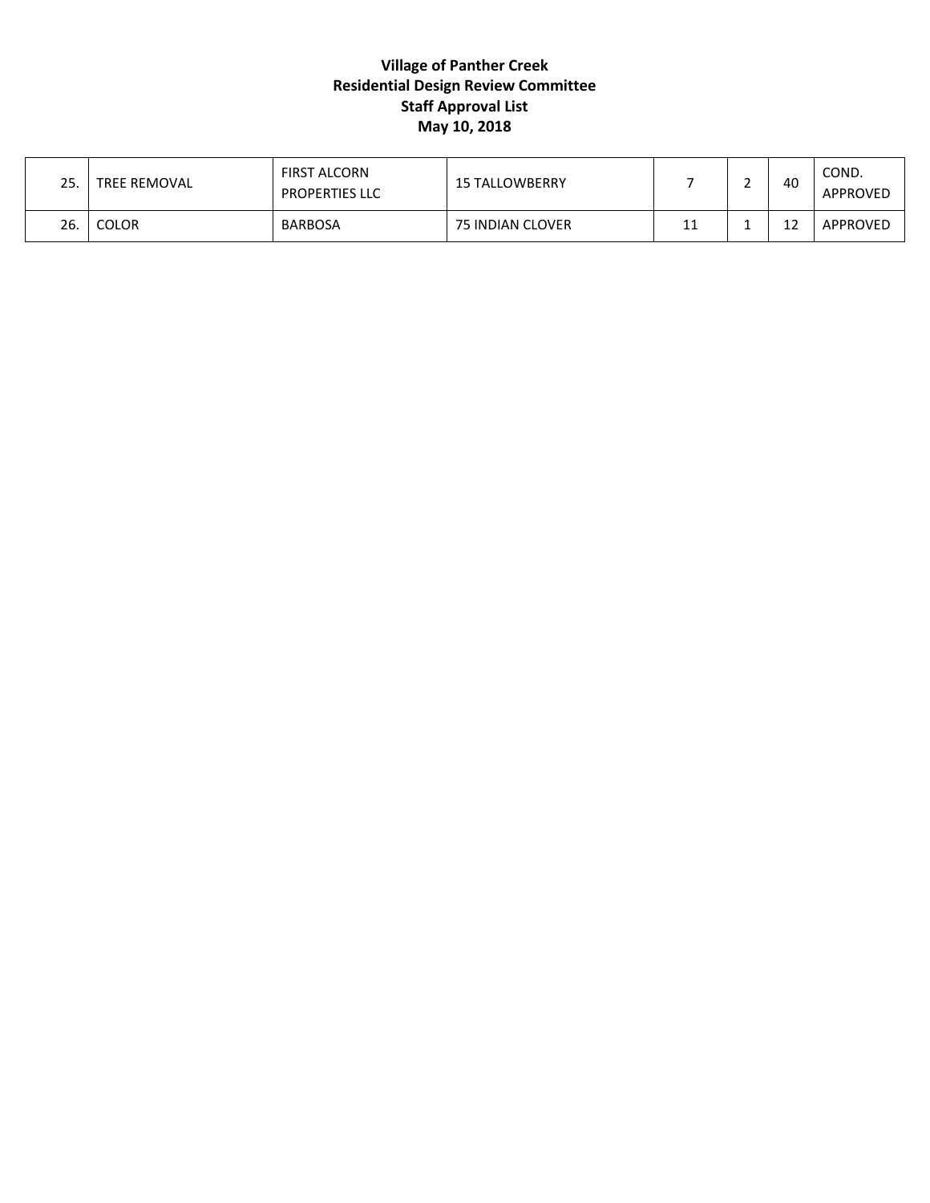**Village of Panther Creek**
**Residential Design Review Committee**
**Staff Approval List**
**May 10, 2018**

| | | | | | | | |
|---|---|---|---|---|---|---|---|
| 25. | TREE REMOVAL | FIRST ALCORN PROPERTIES LLC | 15 TALLOWBERRY | 7 | 2 | 40 | COND. APPROVED |
| 26. | COLOR | BARBOSA | 75 INDIAN CLOVER | 11 | 1 | 12 | APPROVED |